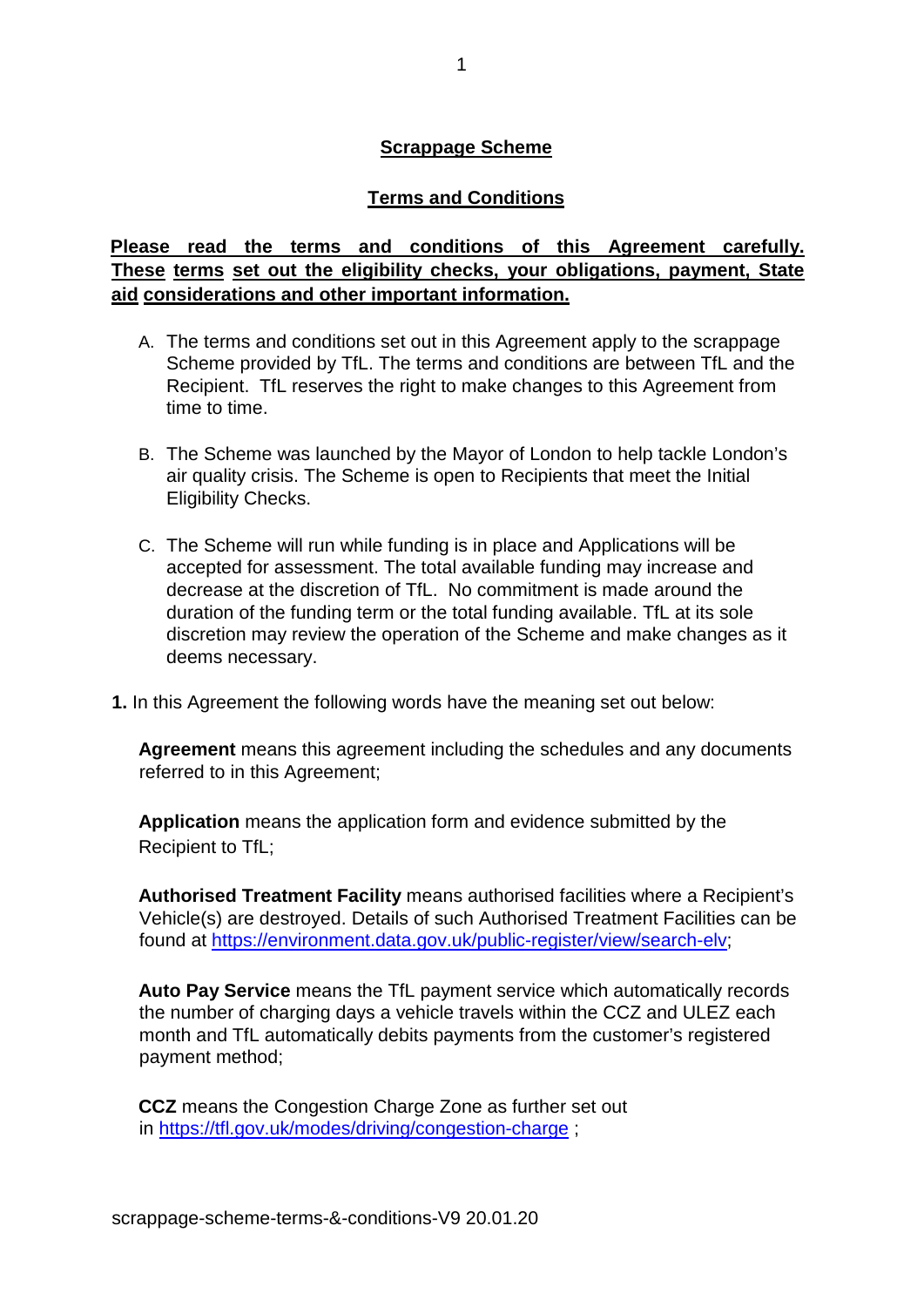# Scrappage Scheme

## Terms and Conditions

**Please read the terms and conditions of this Agreement carefully. These terms set out the eligibility checks, your obligations, payment, State aid considerations and other important information.**

A. The terms and conditions set out in this Agreement apply to the scrappage Scheme provided by TfL. The terms and conditions are between TfL and the Recipient. TfL reserves the right to make changes to this Agreement from time to time.

B. The Scheme was launched by the Mayor of London to help tackle London's air quality crisis. The Scheme is open to Recipients that meet the Initial Eligibility Checks.

C. The Scheme will run while funding is in place and Applications will be accepted for assessment. The total available funding may increase and decrease at the discretion of TfL. No commitment is made around the duration of the funding term or the total funding available. TfL at its sole discretion may review the operation of the Scheme and make changes as it deems necessary.

**1.** In this Agreement the following words have the meaning set out below:

**Agreement** means this agreement including the schedules and any documents referred to in this Agreement;

**Application** means the application form and evidence submitted by the Recipient to TfL;

**Authorised Treatment Facility** means authorised facilities where a Recipient's Vehicle(s) are destroyed. Details of such Authorised Treatment Facilities can be found at https://environment.data.gov.uk/public-register/view/search-elv;

**Auto Pay Service** means the TfL payment service which automatically records the number of charging days a vehicle travels within the CCZ and ULEZ each month and TfL automatically debits payments from the customer's registered payment method;

**CCZ** means the Congestion Charge Zone as further set out in https://tfl.gov.uk/modes/driving/congestion-charge ;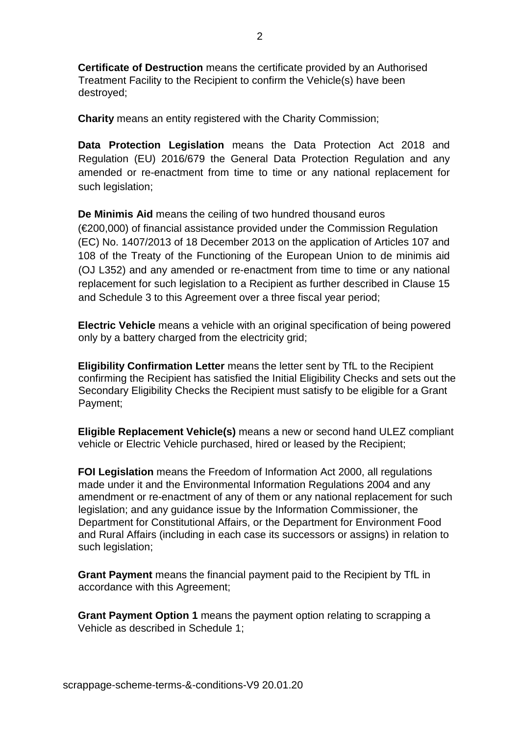**Certificate of Destruction** means the certificate provided by an Authorised Treatment Facility to the Recipient to confirm the Vehicle(s) have been destroyed;

**Charity** means an entity registered with the Charity Commission;

**Data Protection Legislation** means the Data Protection Act 2018 and Regulation (EU) 2016/679 the General Data Protection Regulation and any amended or re-enactment from time to time or any national replacement for such legislation;

**De Minimis Aid** means the ceiling of two hundred thousand euros (€200,000) of financial assistance provided under the Commission Regulation (EC) No. 1407/2013 of 18 December 2013 on the application of Articles 107 and 108 of the Treaty of the Functioning of the European Union to de minimis aid (OJ L352) and any amended or re-enactment from time to time or any national replacement for such legislation to a Recipient as further described in Clause 15 and Schedule 3 to this Agreement over a three fiscal year period;

**Electric Vehicle** means a vehicle with an original specification of being powered only by a battery charged from the electricity grid;

**Eligibility Confirmation Letter** means the letter sent by TfL to the Recipient confirming the Recipient has satisfied the Initial Eligibility Checks and sets out the Secondary Eligibility Checks the Recipient must satisfy to be eligible for a Grant Payment;

**Eligible Replacement Vehicle(s)** means a new or second hand ULEZ compliant vehicle or Electric Vehicle purchased, hired or leased by the Recipient;

**FOI Legislation** means the Freedom of Information Act 2000, all regulations made under it and the Environmental Information Regulations 2004 and any amendment or re-enactment of any of them or any national replacement for such legislation; and any guidance issue by the Information Commissioner, the Department for Constitutional Affairs, or the Department for Environment Food and Rural Affairs (including in each case its successors or assigns) in relation to such legislation;

**Grant Payment** means the financial payment paid to the Recipient by TfL in accordance with this Agreement;

**Grant Payment Option 1** means the payment option relating to scrapping a Vehicle as described in Schedule 1;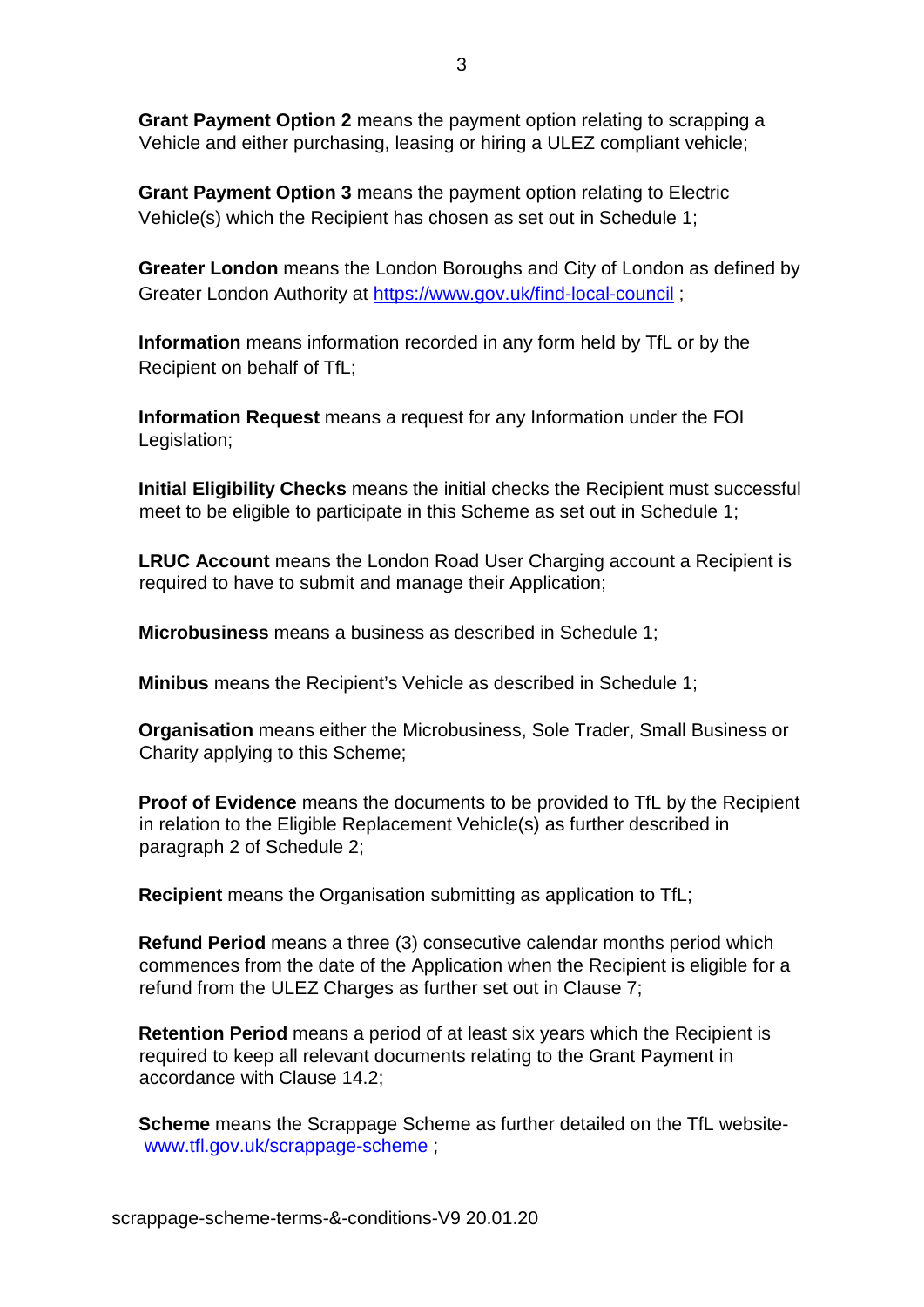**Grant Payment Option 2** means the payment option relating to scrapping a Vehicle and either purchasing, leasing or hiring a ULEZ compliant vehicle;

**Grant Payment Option 3** means the payment option relating to Electric Vehicle(s) which the Recipient has chosen as set out in Schedule 1;

**Greater London** means the London Boroughs and City of London as defined by Greater London Authority at [https://www.gov.uk/find-local-council](https://www.gov.uk/find-local-council) ;

**Information** means information recorded in any form held by TfL or by the Recipient on behalf of TfL;

**Information Request** means a request for any Information under the FOI Legislation;

**Initial Eligibility Checks** means the initial checks the Recipient must successful meet to be eligible to participate in this Scheme as set out in Schedule 1;

**LRUC Account** means the London Road User Charging account a Recipient is required to have to submit and manage their Application;

**Microbusiness** means a business as described in Schedule 1;

**Minibus** means the Recipient's Vehicle as described in Schedule 1;

**Organisation** means either the Microbusiness, Sole Trader, Small Business or Charity applying to this Scheme;

**Proof of Evidence** means the documents to be provided to TfL by the Recipient in relation to the Eligible Replacement Vehicle(s) as further described in paragraph 2 of Schedule 2;

**Recipient** means the Organisation submitting as application to TfL;

**Refund Period** means a three (3) consecutive calendar months period which commences from the date of the Application when the Recipient is eligible for a refund from the ULEZ Charges as further set out in Clause 7;

**Retention Period** means a period of at least six years which the Recipient is required to keep all relevant documents relating to the Grant Payment in accordance with Clause 14.2;

**Scheme** means the Scrappage Scheme as further detailed on the TfL website- [www.tfl.gov.uk/scrappage-scheme](www.tfl.gov.uk/scrappage-scheme) ;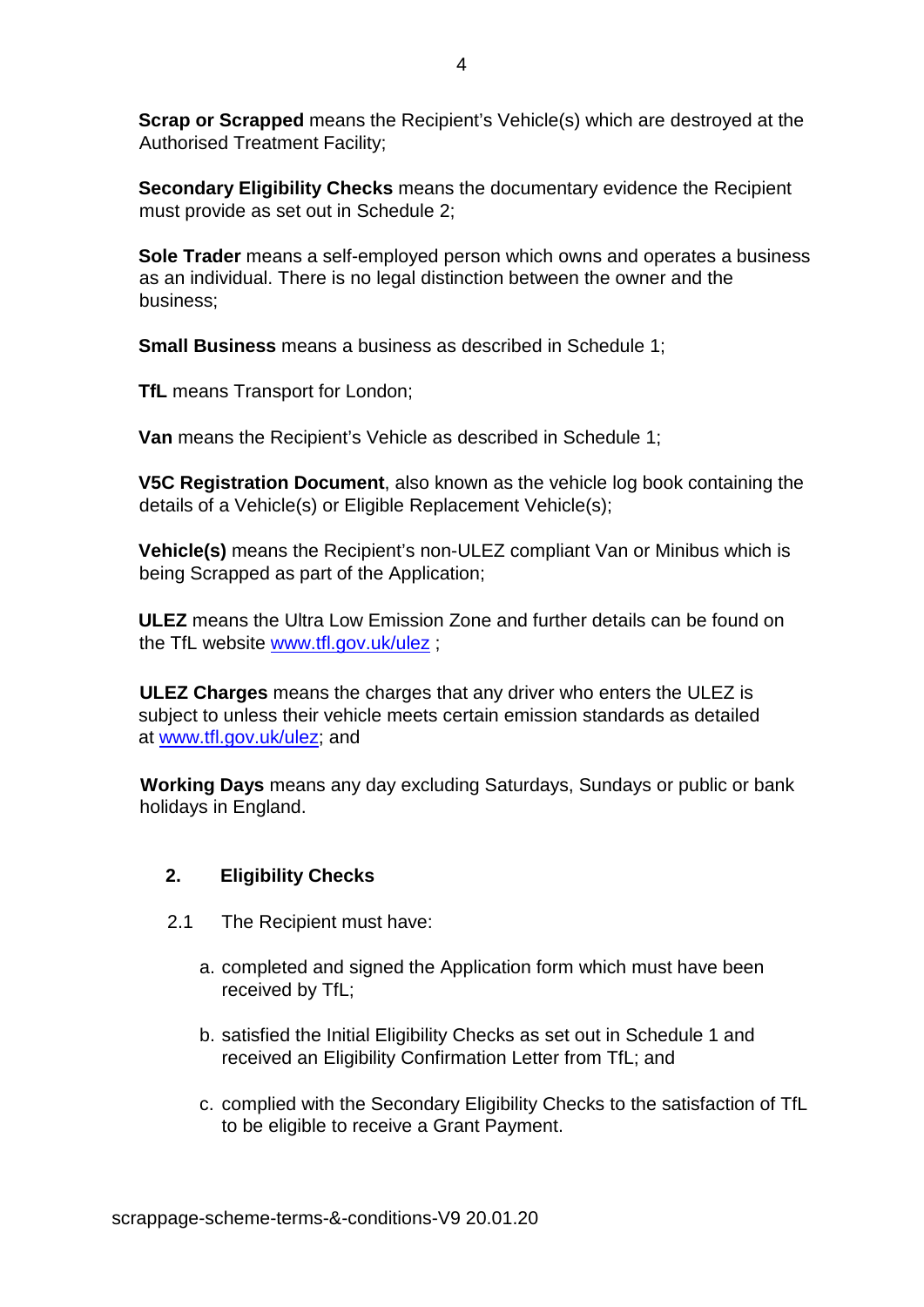**Scrap or Scrapped** means the Recipient's Vehicle(s) which are destroyed at the Authorised Treatment Facility;

**Secondary Eligibility Checks** means the documentary evidence the Recipient must provide as set out in Schedule 2;

**Sole Trader** means a self-employed person which owns and operates a business as an individual. There is no legal distinction between the owner and the business;

**Small Business** means a business as described in Schedule 1;

**TfL** means Transport for London;

**Van** means the Recipient's Vehicle as described in Schedule 1;

**V5C Registration Document**, also known as the vehicle log book containing the details of a Vehicle(s) or Eligible Replacement Vehicle(s);

**Vehicle(s)** means the Recipient's non-ULEZ compliant Van or Minibus which is being Scrapped as part of the Application;

**ULEZ** means the Ultra Low Emission Zone and further details can be found on the TfL website [www.tfl.gov.uk/ulez](http://www.tfl.gov.uk/ulez) ;

**ULEZ Charges** means the charges that any driver who enters the ULEZ is subject to unless their vehicle meets certain emission standards as detailed at [www.tfl.gov.uk/ulez](http://www.tfl.gov.uk/ulez); and

**Working Days** means any day excluding Saturdays, Sundays or public or bank holidays in England.

## 2. Eligibility Checks

2.1 The Recipient must have:

a. completed and signed the Application form which must have been received by TfL;

b. satisfied the Initial Eligibility Checks as set out in Schedule 1 and received an Eligibility Confirmation Letter from TfL; and

c. complied with the Secondary Eligibility Checks to the satisfaction of TfL to be eligible to receive a Grant Payment.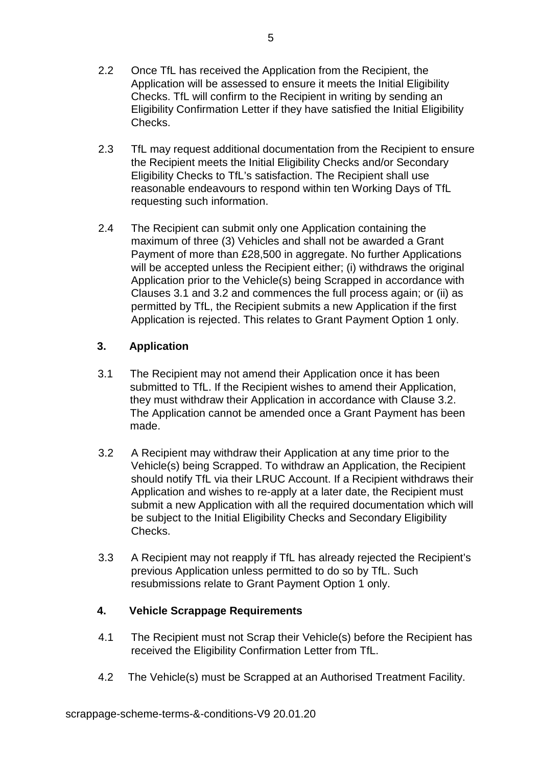2.2 Once TfL has received the Application from the Recipient, the Application will be assessed to ensure it meets the Initial Eligibility Checks. TfL will confirm to the Recipient in writing by sending an Eligibility Confirmation Letter if they have satisfied the Initial Eligibility Checks.

2.3 TfL may request additional documentation from the Recipient to ensure the Recipient meets the Initial Eligibility Checks and/or Secondary Eligibility Checks to TfL's satisfaction. The Recipient shall use reasonable endeavours to respond within ten Working Days of TfL requesting such information.

2.4 The Recipient can submit only one Application containing the maximum of three (3) Vehicles and shall not be awarded a Grant Payment of more than £28,500 in aggregate. No further Applications will be accepted unless the Recipient either; (i) withdraws the original Application prior to the Vehicle(s) being Scrapped in accordance with Clauses 3.1 and 3.2 and commences the full process again; or (ii) as permitted by TfL, the Recipient submits a new Application if the first Application is rejected. This relates to Grant Payment Option 1 only.

## 3. Application

3.1 The Recipient may not amend their Application once it has been submitted to TfL. If the Recipient wishes to amend their Application, they must withdraw their Application in accordance with Clause 3.2. The Application cannot be amended once a Grant Payment has been made.

3.2 A Recipient may withdraw their Application at any time prior to the Vehicle(s) being Scrapped. To withdraw an Application, the Recipient should notify TfL via their LRUC Account. If a Recipient withdraws their Application and wishes to re-apply at a later date, the Recipient must submit a new Application with all the required documentation which will be subject to the Initial Eligibility Checks and Secondary Eligibility Checks.

3.3 A Recipient may not reapply if TfL has already rejected the Recipient's previous Application unless permitted to do so by TfL. Such resubmissions relate to Grant Payment Option 1 only.

## 4. Vehicle Scrappage Requirements

4.1 The Recipient must not Scrap their Vehicle(s) before the Recipient has received the Eligibility Confirmation Letter from TfL.

4.2 The Vehicle(s) must be Scrapped at an Authorised Treatment Facility.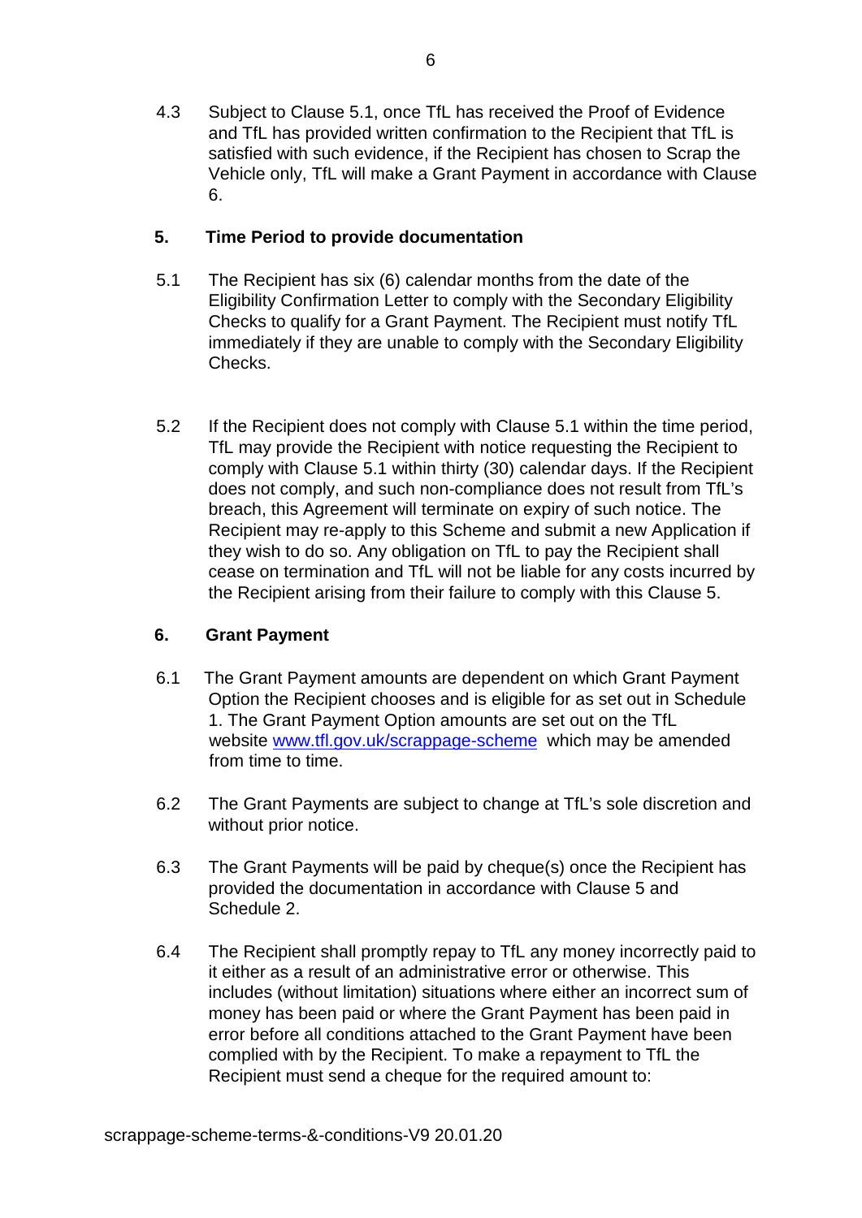4.3 Subject to Clause 5.1, once TfL has received the Proof of Evidence and TfL has provided written confirmation to the Recipient that TfL is satisfied with such evidence, if the Recipient has chosen to Scrap the Vehicle only, TfL will make a Grant Payment in accordance with Clause 6.

## 5. Time Period to provide documentation

5.1 The Recipient has six (6) calendar months from the date of the Eligibility Confirmation Letter to comply with the Secondary Eligibility Checks to qualify for a Grant Payment. The Recipient must notify TfL immediately if they are unable to comply with the Secondary Eligibility Checks.

5.2 If the Recipient does not comply with Clause 5.1 within the time period, TfL may provide the Recipient with notice requesting the Recipient to comply with Clause 5.1 within thirty (30) calendar days. If the Recipient does not comply, and such non-compliance does not result from TfL's breach, this Agreement will terminate on expiry of such notice. The Recipient may re-apply to this Scheme and submit a new Application if they wish to do so. Any obligation on TfL to pay the Recipient shall cease on termination and TfL will not be liable for any costs incurred by the Recipient arising from their failure to comply with this Clause 5.

## 6. Grant Payment

6.1 The Grant Payment amounts are dependent on which Grant Payment Option the Recipient chooses and is eligible for as set out in Schedule 1. The Grant Payment Option amounts are set out on the TfL website [www.tfl.gov.uk/scrappage-scheme](http://www.tfl.gov.uk/scrappage-scheme) which may be amended from time to time.

6.2 The Grant Payments are subject to change at TfL's sole discretion and without prior notice.

6.3 The Grant Payments will be paid by cheque(s) once the Recipient has provided the documentation in accordance with Clause 5 and Schedule 2.

6.4 The Recipient shall promptly repay to TfL any money incorrectly paid to it either as a result of an administrative error or otherwise. This includes (without limitation) situations where either an incorrect sum of money has been paid or where the Grant Payment has been paid in error before all conditions attached to the Grant Payment have been complied with by the Recipient. To make a repayment to TfL the Recipient must send a cheque for the required amount to: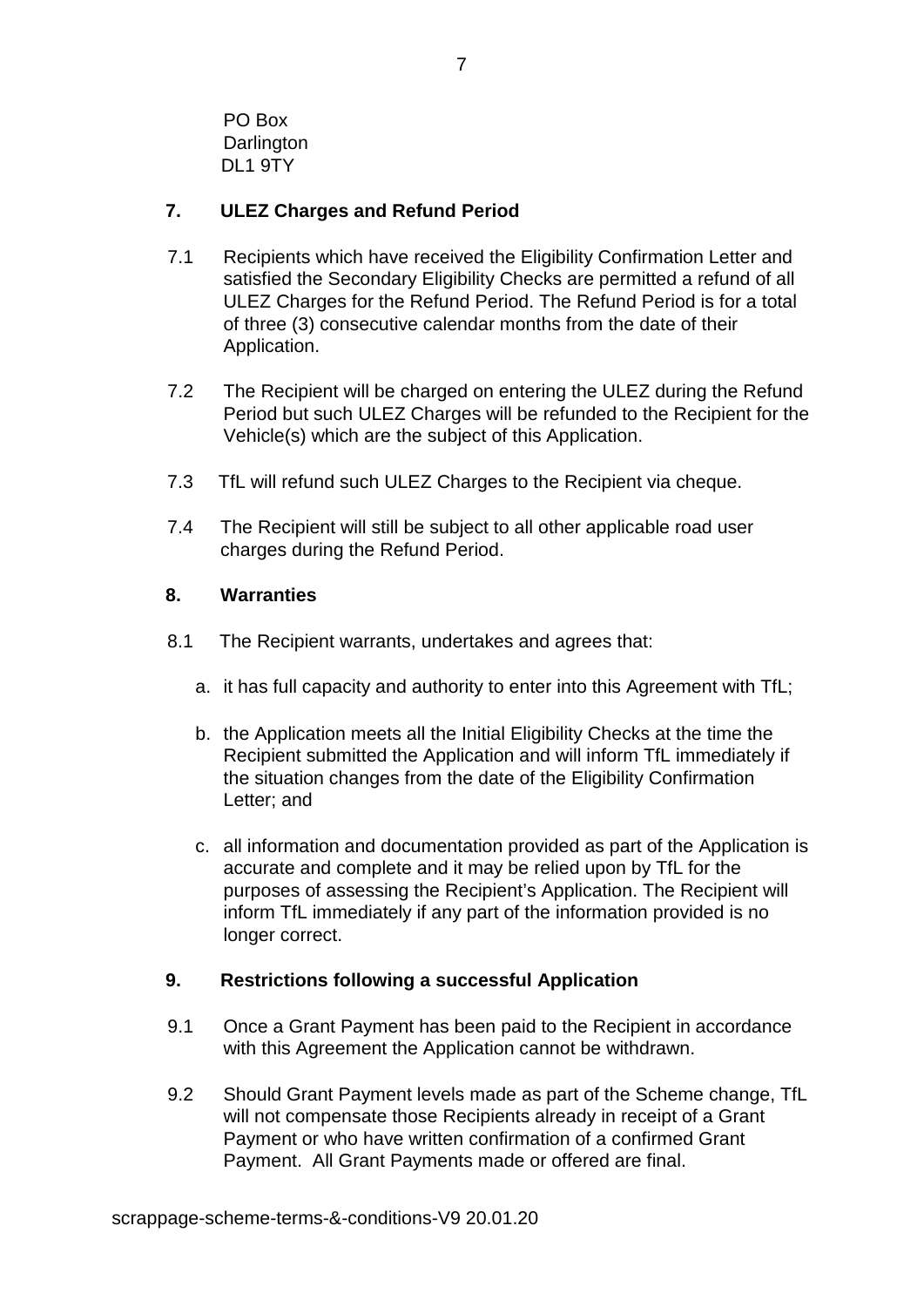PO Box
Darlington
DL1 9TY

## 7. ULEZ Charges and Refund Period

7.1 Recipients which have received the Eligibility Confirmation Letter and satisfied the Secondary Eligibility Checks are permitted a refund of all ULEZ Charges for the Refund Period. The Refund Period is for a total of three (3) consecutive calendar months from the date of their Application.

7.2 The Recipient will be charged on entering the ULEZ during the Refund Period but such ULEZ Charges will be refunded to the Recipient for the Vehicle(s) which are the subject of this Application.

7.3 TfL will refund such ULEZ Charges to the Recipient via cheque.

7.4 The Recipient will still be subject to all other applicable road user charges during the Refund Period.

## 8. Warranties

8.1 The Recipient warrants, undertakes and agrees that:

a. it has full capacity and authority to enter into this Agreement with TfL;

b. the Application meets all the Initial Eligibility Checks at the time the Recipient submitted the Application and will inform TfL immediately if the situation changes from the date of the Eligibility Confirmation Letter; and

c. all information and documentation provided as part of the Application is accurate and complete and it may be relied upon by TfL for the purposes of assessing the Recipient's Application. The Recipient will inform TfL immediately if any part of the information provided is no longer correct.

## 9. Restrictions following a successful Application

9.1 Once a Grant Payment has been paid to the Recipient in accordance with this Agreement the Application cannot be withdrawn.

9.2 Should Grant Payment levels made as part of the Scheme change, TfL will not compensate those Recipients already in receipt of a Grant Payment or who have written confirmation of a confirmed Grant Payment. All Grant Payments made or offered are final.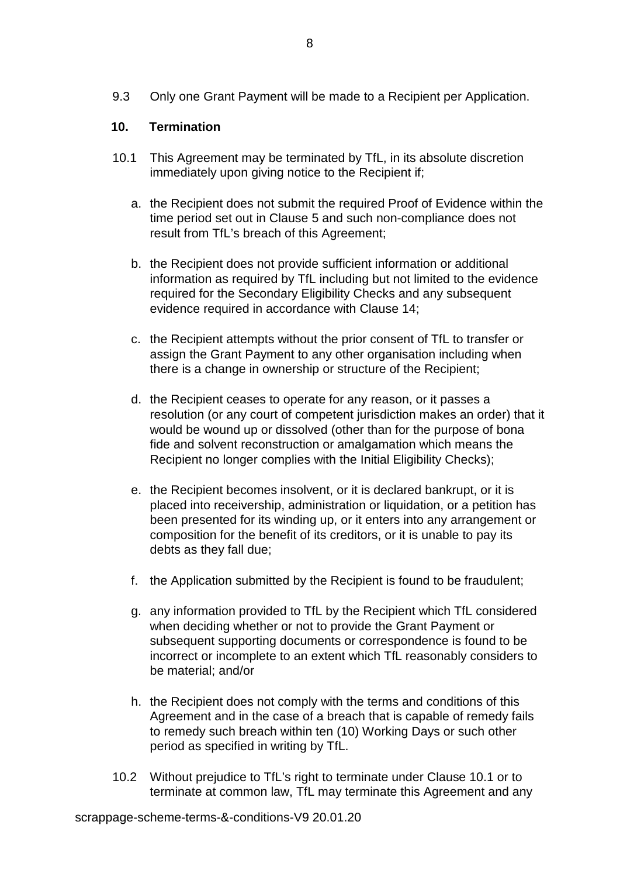9.3 Only one Grant Payment will be made to a Recipient per Application.

## 10. Termination

10.1 This Agreement may be terminated by TfL, in its absolute discretion immediately upon giving notice to the Recipient if;

a. the Recipient does not submit the required Proof of Evidence within the time period set out in Clause 5 and such non-compliance does not result from TfL's breach of this Agreement;

b. the Recipient does not provide sufficient information or additional information as required by TfL including but not limited to the evidence required for the Secondary Eligibility Checks and any subsequent evidence required in accordance with Clause 14;

c. the Recipient attempts without the prior consent of TfL to transfer or assign the Grant Payment to any other organisation including when there is a change in ownership or structure of the Recipient;

d. the Recipient ceases to operate for any reason, or it passes a resolution (or any court of competent jurisdiction makes an order) that it would be wound up or dissolved (other than for the purpose of bona fide and solvent reconstruction or amalgamation which means the Recipient no longer complies with the Initial Eligibility Checks);

e. the Recipient becomes insolvent, or it is declared bankrupt, or it is placed into receivership, administration or liquidation, or a petition has been presented for its winding up, or it enters into any arrangement or composition for the benefit of its creditors, or it is unable to pay its debts as they fall due;

f. the Application submitted by the Recipient is found to be fraudulent;

g. any information provided to TfL by the Recipient which TfL considered when deciding whether or not to provide the Grant Payment or subsequent supporting documents or correspondence is found to be incorrect or incomplete to an extent which TfL reasonably considers to be material; and/or

h. the Recipient does not comply with the terms and conditions of this Agreement and in the case of a breach that is capable of remedy fails to remedy such breach within ten (10) Working Days or such other period as specified in writing by TfL.

10.2 Without prejudice to TfL's right to terminate under Clause 10.1 or to terminate at common law, TfL may terminate this Agreement and any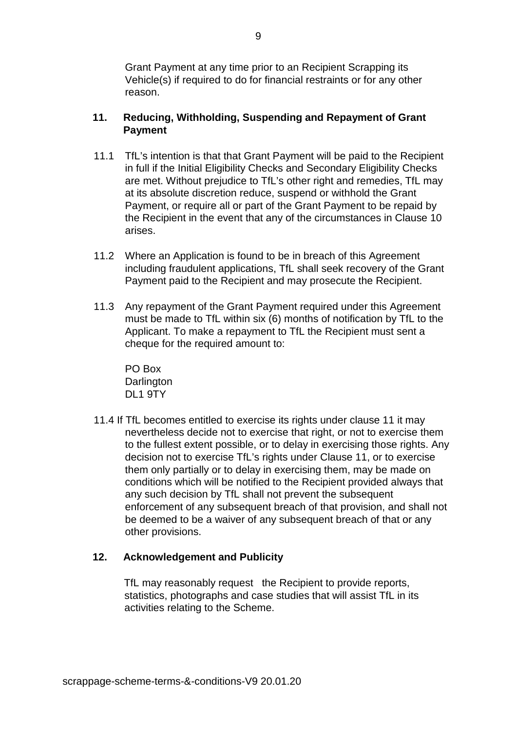Grant Payment at any time prior to an Recipient Scrapping its Vehicle(s) if required to do for financial restraints or for any other reason.

## 11. Reducing, Withholding, Suspending and Repayment of Grant Payment

11.1 TfL's intention is that that Grant Payment will be paid to the Recipient in full if the Initial Eligibility Checks and Secondary Eligibility Checks are met. Without prejudice to TfL's other right and remedies, TfL may at its absolute discretion reduce, suspend or withhold the Grant Payment, or require all or part of the Grant Payment to be repaid by the Recipient in the event that any of the circumstances in Clause 10 arises.

11.2 Where an Application is found to be in breach of this Agreement including fraudulent applications, TfL shall seek recovery of the Grant Payment paid to the Recipient and may prosecute the Recipient.

11.3 Any repayment of the Grant Payment required under this Agreement must be made to TfL within six (6) months of notification by TfL to the Applicant. To make a repayment to TfL the Recipient must sent a cheque for the required amount to:

PO Box
Darlington
DL1 9TY

11.4 If TfL becomes entitled to exercise its rights under clause 11 it may nevertheless decide not to exercise that right, or not to exercise them to the fullest extent possible, or to delay in exercising those rights. Any decision not to exercise TfL's rights under Clause 11, or to exercise them only partially or to delay in exercising them, may be made on conditions which will be notified to the Recipient provided always that any such decision by TfL shall not prevent the subsequent enforcement of any subsequent breach of that provision, and shall not be deemed to be a waiver of any subsequent breach of that or any other provisions.

## 12. Acknowledgement and Publicity

TfL may reasonably request the Recipient to provide reports, statistics, photographs and case studies that will assist TfL in its activities relating to the Scheme.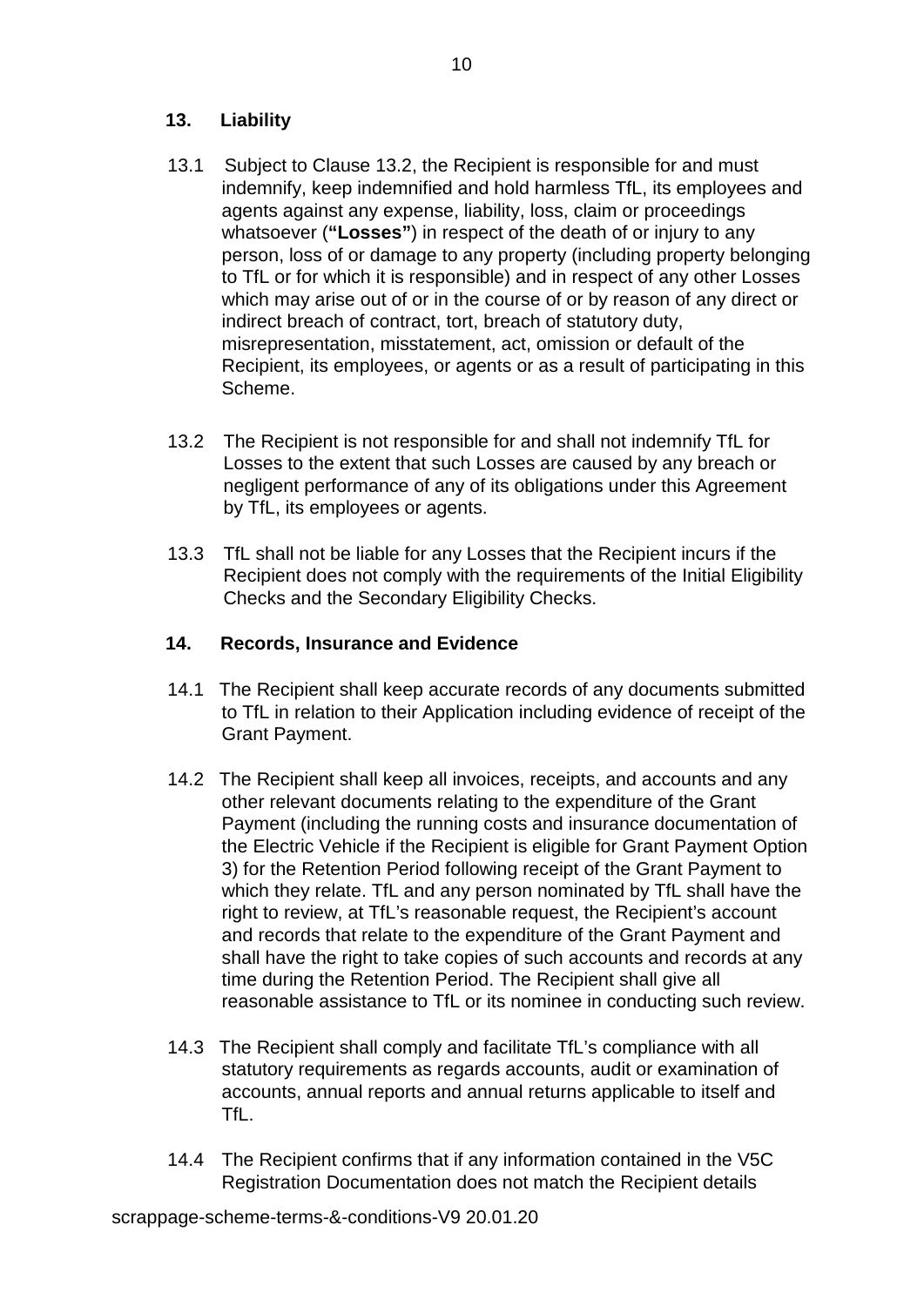## 13. Liability

13.1 Subject to Clause 13.2, the Recipient is responsible for and must indemnify, keep indemnified and hold harmless TfL, its employees and agents against any expense, liability, loss, claim or proceedings whatsoever (**"Losses"**) in respect of the death of or injury to any person, loss of or damage to any property (including property belonging to TfL or for which it is responsible) and in respect of any other Losses which may arise out of or in the course of or by reason of any direct or indirect breach of contract, tort, breach of statutory duty, misrepresentation, misstatement, act, omission or default of the Recipient, its employees, or agents or as a result of participating in this Scheme.

13.2 The Recipient is not responsible for and shall not indemnify TfL for Losses to the extent that such Losses are caused by any breach or negligent performance of any of its obligations under this Agreement by TfL, its employees or agents.

13.3 TfL shall not be liable for any Losses that the Recipient incurs if the Recipient does not comply with the requirements of the Initial Eligibility Checks and the Secondary Eligibility Checks.

## 14. Records, Insurance and Evidence

14.1 The Recipient shall keep accurate records of any documents submitted to TfL in relation to their Application including evidence of receipt of the Grant Payment.

14.2 The Recipient shall keep all invoices, receipts, and accounts and any other relevant documents relating to the expenditure of the Grant Payment (including the running costs and insurance documentation of the Electric Vehicle if the Recipient is eligible for Grant Payment Option 3) for the Retention Period following receipt of the Grant Payment to which they relate. TfL and any person nominated by TfL shall have the right to review, at TfL's reasonable request, the Recipient's account and records that relate to the expenditure of the Grant Payment and shall have the right to take copies of such accounts and records at any time during the Retention Period. The Recipient shall give all reasonable assistance to TfL or its nominee in conducting such review.

14.3 The Recipient shall comply and facilitate TfL's compliance with all statutory requirements as regards accounts, audit or examination of accounts, annual reports and annual returns applicable to itself and TfL.

14.4 The Recipient confirms that if any information contained in the V5C Registration Documentation does not match the Recipient details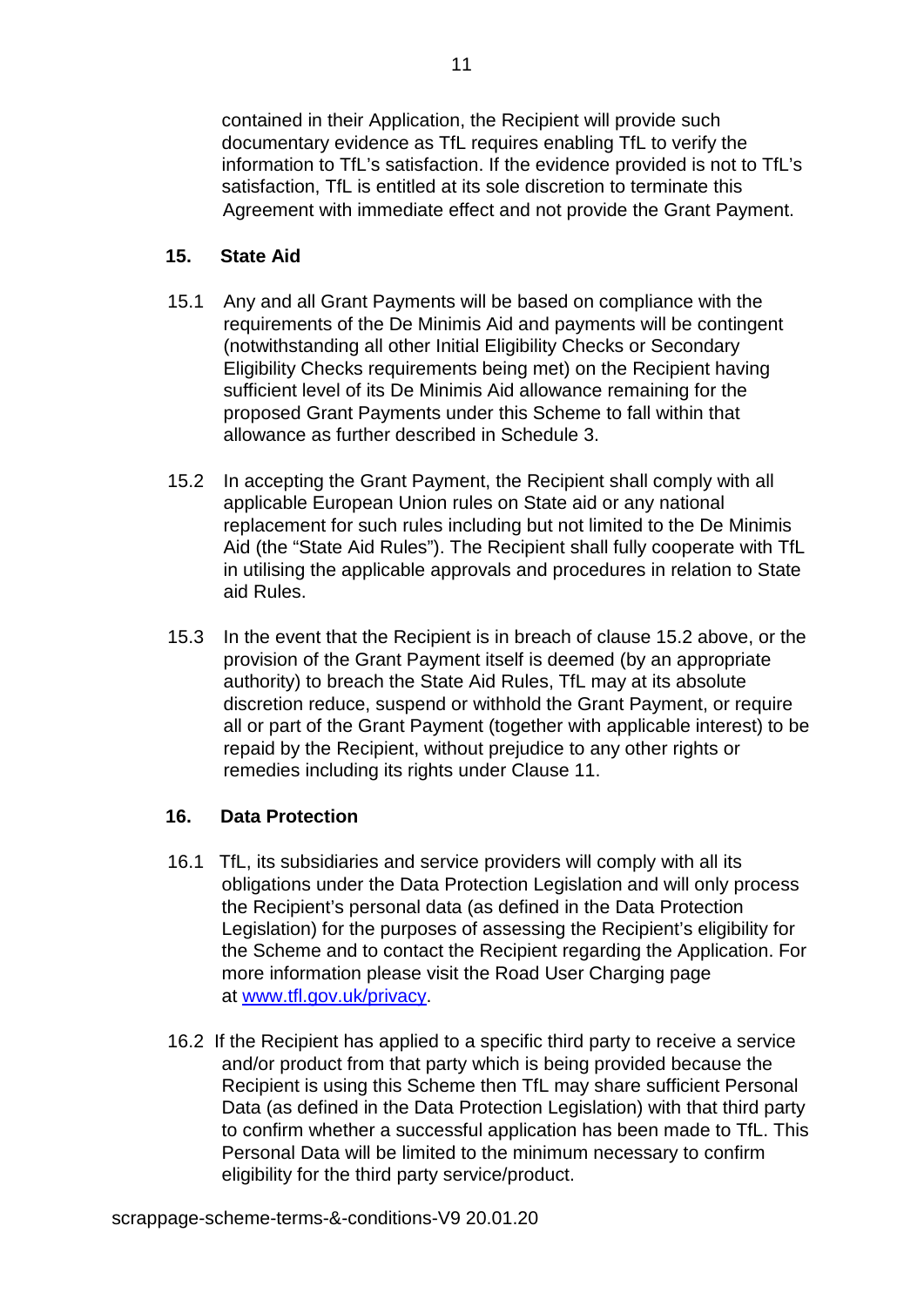contained in their Application, the Recipient will provide such documentary evidence as TfL requires enabling TfL to verify the information to TfL's satisfaction. If the evidence provided is not to TfL's satisfaction, TfL is entitled at its sole discretion to terminate this Agreement with immediate effect and not provide the Grant Payment.

## 15. State Aid

15.1 Any and all Grant Payments will be based on compliance with the requirements of the De Minimis Aid and payments will be contingent (notwithstanding all other Initial Eligibility Checks or Secondary Eligibility Checks requirements being met) on the Recipient having sufficient level of its De Minimis Aid allowance remaining for the proposed Grant Payments under this Scheme to fall within that allowance as further described in Schedule 3.

15.2 In accepting the Grant Payment, the Recipient shall comply with all applicable European Union rules on State aid or any national replacement for such rules including but not limited to the De Minimis Aid (the "State Aid Rules"). The Recipient shall fully cooperate with TfL in utilising the applicable approvals and procedures in relation to State aid Rules.

15.3 In the event that the Recipient is in breach of clause 15.2 above, or the provision of the Grant Payment itself is deemed (by an appropriate authority) to breach the State Aid Rules, TfL may at its absolute discretion reduce, suspend or withhold the Grant Payment, or require all or part of the Grant Payment (together with applicable interest) to be repaid by the Recipient, without prejudice to any other rights or remedies including its rights under Clause 11.

## 16. Data Protection

16.1 TfL, its subsidiaries and service providers will comply with all its obligations under the Data Protection Legislation and will only process the Recipient's personal data (as defined in the Data Protection Legislation) for the purposes of assessing the Recipient's eligibility for the Scheme and to contact the Recipient regarding the Application. For more information please visit the Road User Charging page at [www.tfl.gov.uk/privacy](www.tfl.gov.uk/privacy).

16.2 If the Recipient has applied to a specific third party to receive a service and/or product from that party which is being provided because the Recipient is using this Scheme then TfL may share sufficient Personal Data (as defined in the Data Protection Legislation) with that third party to confirm whether a successful application has been made to TfL. This Personal Data will be limited to the minimum necessary to confirm eligibility for the third party service/product.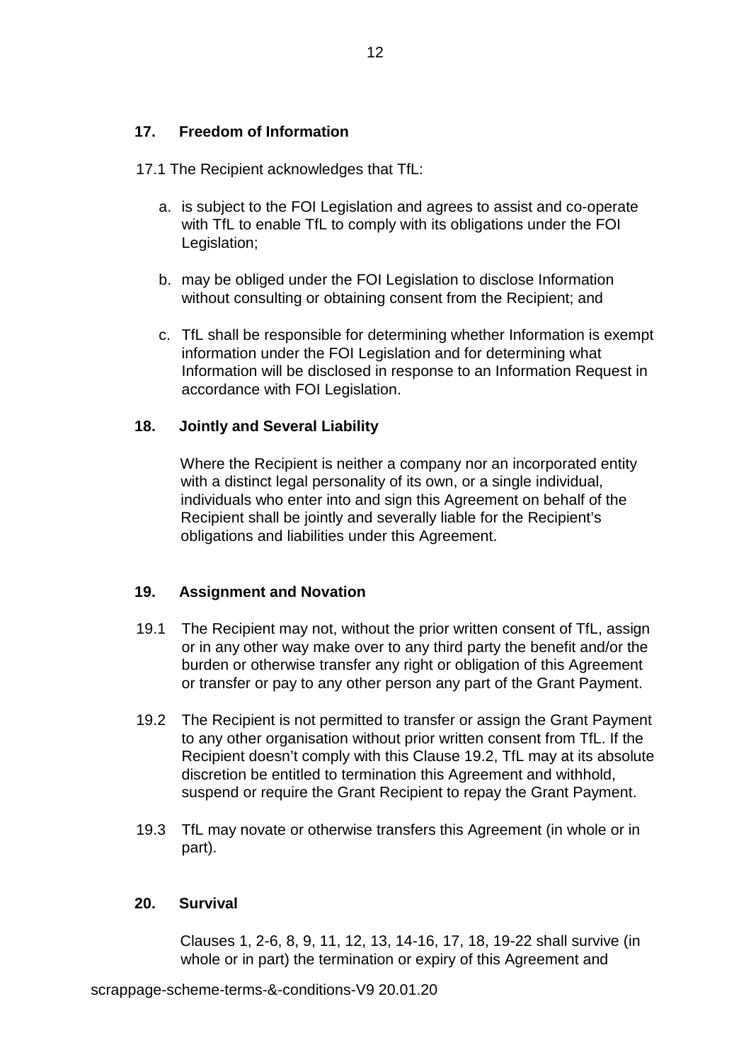## 17. Freedom of Information

17.1 The Recipient acknowledges that TfL:

a. is subject to the FOI Legislation and agrees to assist and co-operate with TfL to enable TfL to comply with its obligations under the FOI Legislation;

b. may be obliged under the FOI Legislation to disclose Information without consulting or obtaining consent from the Recipient; and

c. TfL shall be responsible for determining whether Information is exempt information under the FOI Legislation and for determining what Information will be disclosed in response to an Information Request in accordance with FOI Legislation.

## 18. Jointly and Several Liability

Where the Recipient is neither a company nor an incorporated entity with a distinct legal personality of its own, or a single individual, individuals who enter into and sign this Agreement on behalf of the Recipient shall be jointly and severally liable for the Recipient's obligations and liabilities under this Agreement.

## 19. Assignment and Novation

19.1 The Recipient may not, without the prior written consent of TfL, assign or in any other way make over to any third party the benefit and/or the burden or otherwise transfer any right or obligation of this Agreement or transfer or pay to any other person any part of the Grant Payment.

19.2 The Recipient is not permitted to transfer or assign the Grant Payment to any other organisation without prior written consent from TfL. If the Recipient doesn't comply with this Clause 19.2, TfL may at its absolute discretion be entitled to termination this Agreement and withhold, suspend or require the Grant Recipient to repay the Grant Payment.

19.3 TfL may novate or otherwise transfers this Agreement (in whole or in part).

## 20. Survival

Clauses 1, 2-6, 8, 9, 11, 12, 13, 14-16, 17, 18, 19-22 shall survive (in whole or in part) the termination or expiry of this Agreement and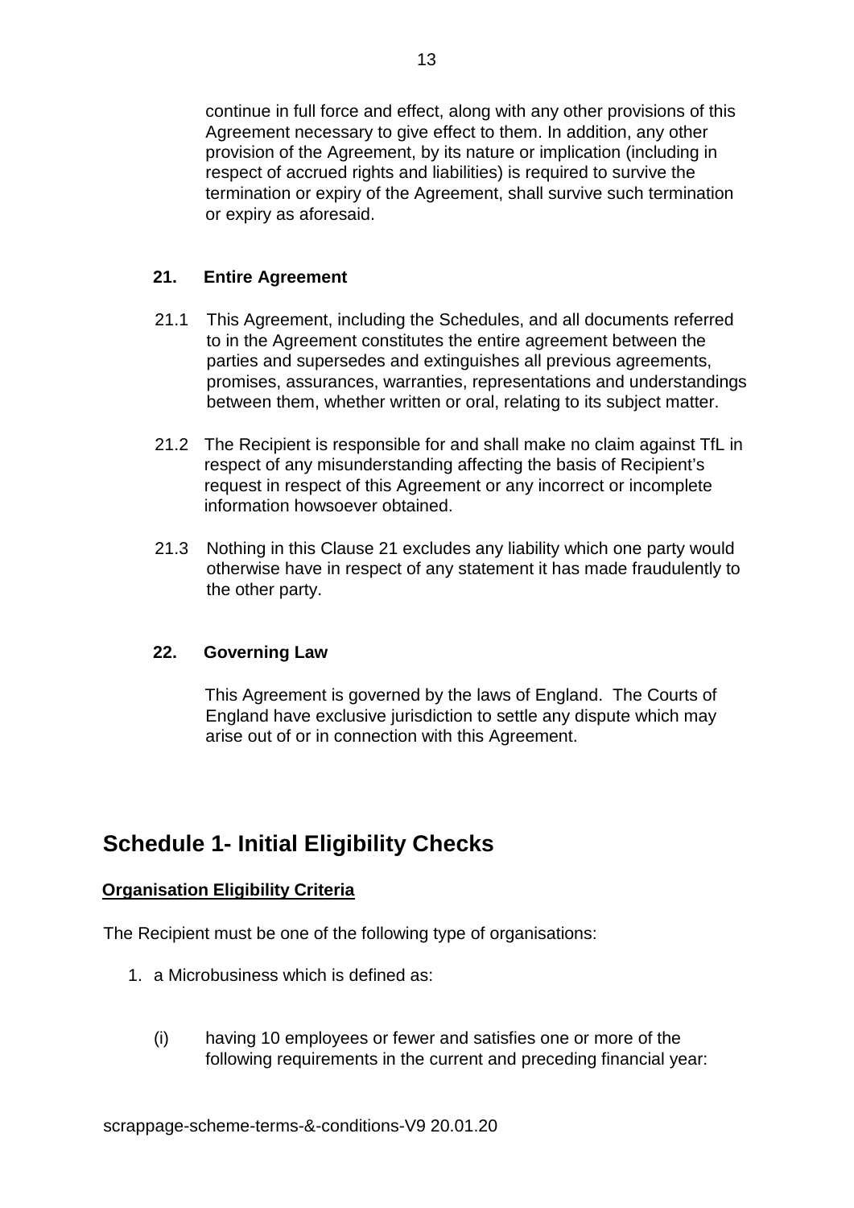continue in full force and effect, along with any other provisions of this Agreement necessary to give effect to them. In addition, any other provision of the Agreement, by its nature or implication (including in respect of accrued rights and liabilities) is required to survive the termination or expiry of the Agreement, shall survive such termination or expiry as aforesaid.

### 21. Entire Agreement

21.1 This Agreement, including the Schedules, and all documents referred to in the Agreement constitutes the entire agreement between the parties and supersedes and extinguishes all previous agreements, promises, assurances, warranties, representations and understandings between them, whether written or oral, relating to its subject matter.

21.2 The Recipient is responsible for and shall make no claim against TfL in respect of any misunderstanding affecting the basis of Recipient's request in respect of this Agreement or any incorrect or incomplete information howsoever obtained.

21.3 Nothing in this Clause 21 excludes any liability which one party would otherwise have in respect of any statement it has made fraudulently to the other party.

### 22. Governing Law

This Agreement is governed by the laws of England. The Courts of England have exclusive jurisdiction to settle any dispute which may arise out of or in connection with this Agreement.

## Schedule 1- Initial Eligibility Checks

**Organisation Eligibility Criteria**

The Recipient must be one of the following type of organisations:

1. a Microbusiness which is defined as:

    (i) having 10 employees or fewer and satisfies one or more of the following requirements in the current and preceding financial year: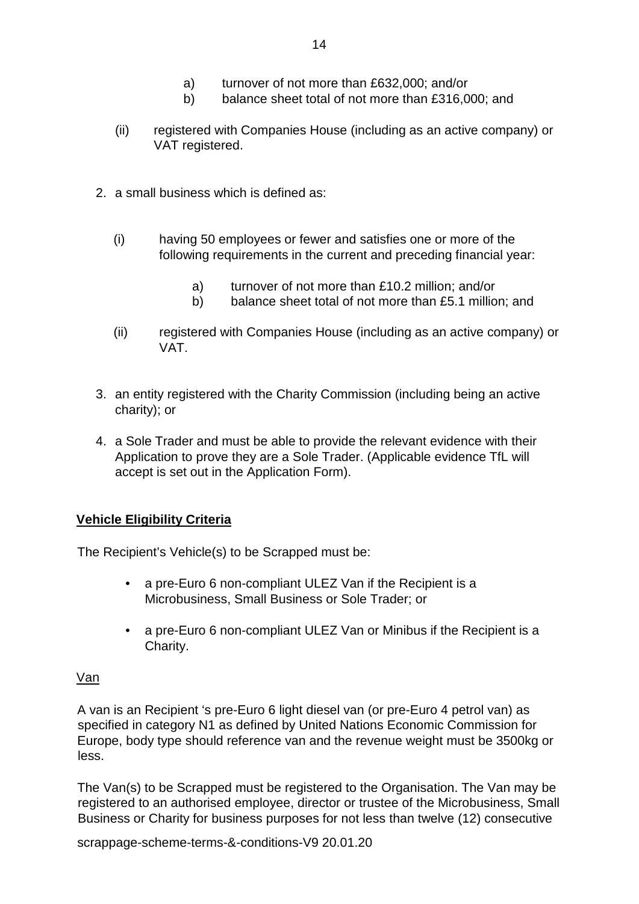a) turnover of not more than £632,000; and/or
    b) balance sheet total of not more than £316,000; and

(ii) registered with Companies House (including as an active company) or VAT registered.

2. a small business which is defined as:

   (i) having 50 employees or fewer and satisfies one or more of the following requirements in the current and preceding financial year:

      a) turnover of not more than £10.2 million; and/or
      b) balance sheet total of not more than £5.1 million; and

   (ii) registered with Companies House (including as an active company) or VAT.

3. an entity registered with the Charity Commission (including being an active charity); or

4. a Sole Trader and must be able to provide the relevant evidence with their Application to prove they are a Sole Trader. (Applicable evidence TfL will accept is set out in the Application Form).

**Vehicle Eligibility Criteria**

The Recipient's Vehicle(s) to be Scrapped must be:

- a pre-Euro 6 non-compliant ULEZ Van if the Recipient is a Microbusiness, Small Business or Sole Trader; or
- a pre-Euro 6 non-compliant ULEZ Van or Minibus if the Recipient is a Charity.

Van

A van is an Recipient 's pre-Euro 6 light diesel van (or pre-Euro 4 petrol van) as specified in category N1 as defined by United Nations Economic Commission for Europe, body type should reference van and the revenue weight must be 3500kg or less.

The Van(s) to be Scrapped must be registered to the Organisation. The Van may be registered to an authorised employee, director or trustee of the Microbusiness, Small Business or Charity for business purposes for not less than twelve (12) consecutive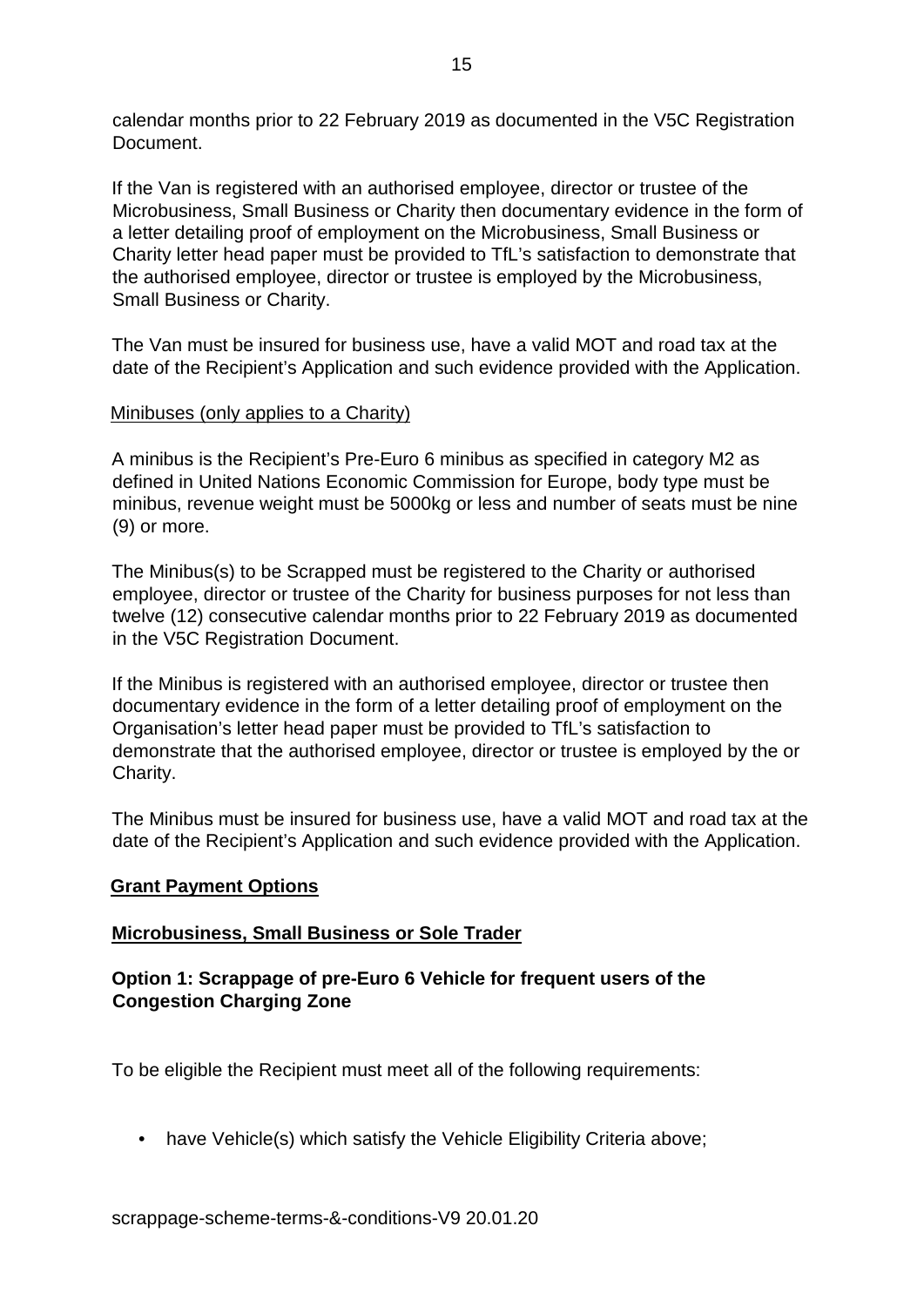calendar months prior to 22 February 2019 as documented in the V5C Registration Document.

If the Van is registered with an authorised employee, director or trustee of the Microbusiness, Small Business or Charity then documentary evidence in the form of a letter detailing proof of employment on the Microbusiness, Small Business or Charity letter head paper must be provided to TfL's satisfaction to demonstrate that the authorised employee, director or trustee is employed by the Microbusiness, Small Business or Charity.

The Van must be insured for business use, have a valid MOT and road tax at the date of the Recipient's Application and such evidence provided with the Application.

Minibuses (only applies to a Charity)

A minibus is the Recipient's Pre-Euro 6 minibus as specified in category M2 as defined in United Nations Economic Commission for Europe, body type must be minibus, revenue weight must be 5000kg or less and number of seats must be nine (9) or more.

The Minibus(s) to be Scrapped must be registered to the Charity or authorised employee, director or trustee of the Charity for business purposes for not less than twelve (12) consecutive calendar months prior to 22 February 2019 as documented in the V5C Registration Document.

If the Minibus is registered with an authorised employee, director or trustee then documentary evidence in the form of a letter detailing proof of employment on the Organisation's letter head paper must be provided to TfL's satisfaction to demonstrate that the authorised employee, director or trustee is employed by the or Charity.

The Minibus must be insured for business use, have a valid MOT and road tax at the date of the Recipient's Application and such evidence provided with the Application.

**Grant Payment Options**

**Microbusiness, Small Business or Sole Trader**

**Option 1: Scrappage of pre-Euro 6 Vehicle for frequent users of the Congestion Charging Zone**

To be eligible the Recipient must meet all of the following requirements:

- have Vehicle(s) which satisfy the Vehicle Eligibility Criteria above;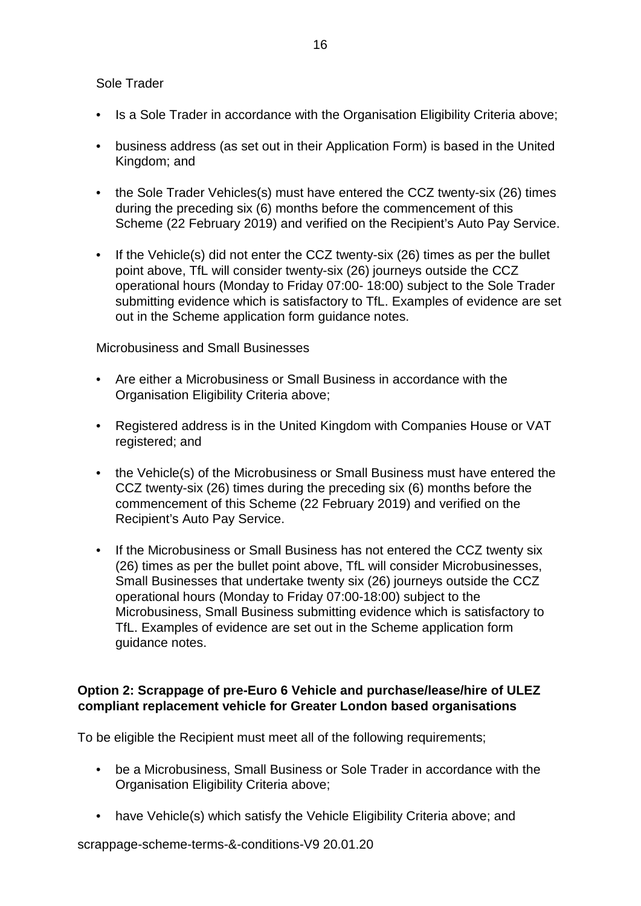Sole Trader

- Is a Sole Trader in accordance with the Organisation Eligibility Criteria above;
- business address (as set out in their Application Form) is based in the United Kingdom; and
- the Sole Trader Vehicles(s) must have entered the CCZ twenty-six (26) times during the preceding six (6) months before the commencement of this Scheme (22 February 2019) and verified on the Recipient's Auto Pay Service.
- If the Vehicle(s) did not enter the CCZ twenty-six (26) times as per the bullet point above, TfL will consider twenty-six (26) journeys outside the CCZ operational hours (Monday to Friday 07:00- 18:00) subject to the Sole Trader submitting evidence which is satisfactory to TfL. Examples of evidence are set out in the Scheme application form guidance notes.

Microbusiness and Small Businesses

- Are either a Microbusiness or Small Business in accordance with the Organisation Eligibility Criteria above;
- Registered address is in the United Kingdom with Companies House or VAT registered; and
- the Vehicle(s) of the Microbusiness or Small Business must have entered the CCZ twenty-six (26) times during the preceding six (6) months before the commencement of this Scheme (22 February 2019) and verified on the Recipient's Auto Pay Service.
- If the Microbusiness or Small Business has not entered the CCZ twenty six (26) times as per the bullet point above, TfL will consider Microbusinesses, Small Businesses that undertake twenty six (26) journeys outside the CCZ operational hours (Monday to Friday 07:00-18:00) subject to the Microbusiness, Small Business submitting evidence which is satisfactory to TfL. Examples of evidence are set out in the Scheme application form guidance notes.

**Option 2: Scrappage of pre-Euro 6 Vehicle and purchase/lease/hire of ULEZ compliant replacement vehicle for Greater London based organisations**

To be eligible the Recipient must meet all of the following requirements;

- be a Microbusiness, Small Business or Sole Trader in accordance with the Organisation Eligibility Criteria above;
- have Vehicle(s) which satisfy the Vehicle Eligibility Criteria above; and

scrappage-scheme-terms-&-conditions-V9 20.01.20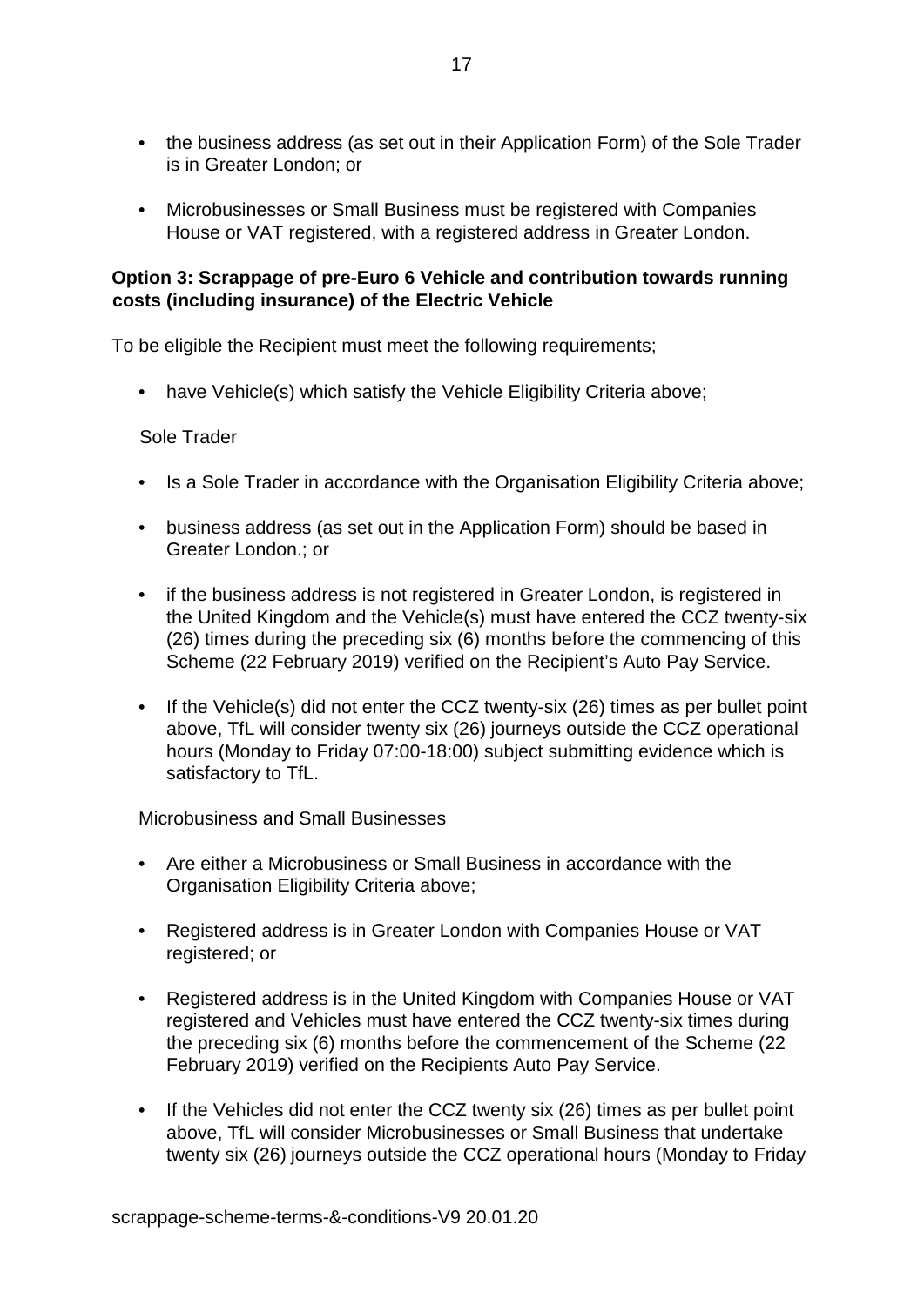- the business address (as set out in their Application Form) of the Sole Trader is in Greater London; or
- Microbusinesses or Small Business must be registered with Companies House or VAT registered, with a registered address in Greater London.

**Option 3: Scrappage of pre-Euro 6 Vehicle and contribution towards running costs (including insurance) of the Electric Vehicle**

To be eligible the Recipient must meet the following requirements;

- have Vehicle(s) which satisfy the Vehicle Eligibility Criteria above;

Sole Trader

- Is a Sole Trader in accordance with the Organisation Eligibility Criteria above;
- business address (as set out in the Application Form) should be based in Greater London.; or
- if the business address is not registered in Greater London, is registered in the United Kingdom and the Vehicle(s) must have entered the CCZ twenty-six (26) times during the preceding six (6) months before the commencing of this Scheme (22 February 2019) verified on the Recipient's Auto Pay Service.
- If the Vehicle(s) did not enter the CCZ twenty-six (26) times as per bullet point above, TfL will consider twenty six (26) journeys outside the CCZ operational hours (Monday to Friday 07:00-18:00) subject submitting evidence which is satisfactory to TfL.

Microbusiness and Small Businesses

- Are either a Microbusiness or Small Business in accordance with the Organisation Eligibility Criteria above;
- Registered address is in Greater London with Companies House or VAT registered; or
- Registered address is in the United Kingdom with Companies House or VAT registered and Vehicles must have entered the CCZ twenty-six times during the preceding six (6) months before the commencement of the Scheme (22 February 2019) verified on the Recipients Auto Pay Service.
- If the Vehicles did not enter the CCZ twenty six (26) times as per bullet point above, TfL will consider Microbusinesses or Small Business that undertake twenty six (26) journeys outside the CCZ operational hours (Monday to Friday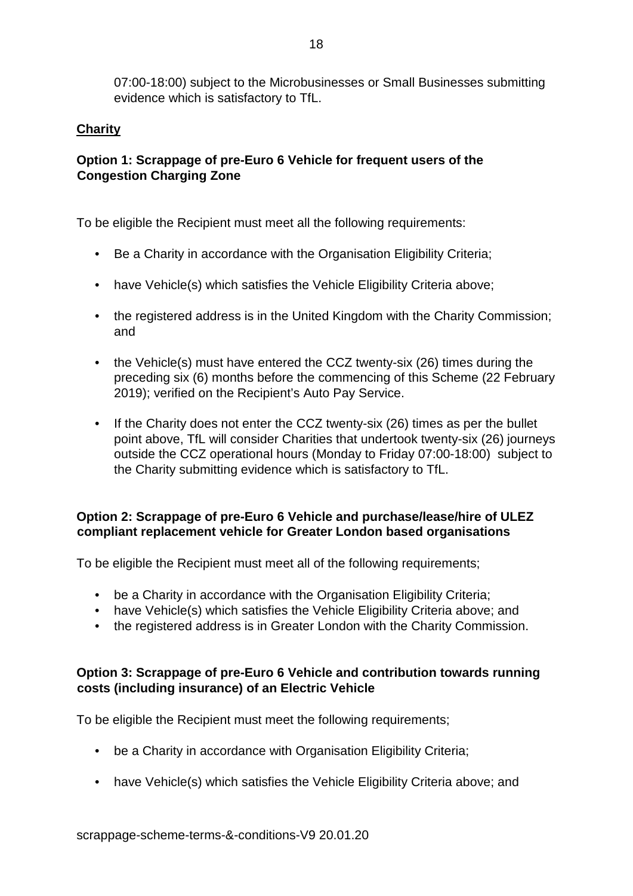07:00-18:00) subject to the Microbusinesses or Small Businesses submitting evidence which is satisfactory to TfL.

**Charity**

**Option 1: Scrappage of pre-Euro 6 Vehicle for frequent users of the Congestion Charging Zone**

To be eligible the Recipient must meet all the following requirements:

- Be a Charity in accordance with the Organisation Eligibility Criteria;
- have Vehicle(s) which satisfies the Vehicle Eligibility Criteria above;
- the registered address is in the United Kingdom with the Charity Commission; and
- the Vehicle(s) must have entered the CCZ twenty-six (26) times during the preceding six (6) months before the commencing of this Scheme (22 February 2019); verified on the Recipient's Auto Pay Service.
- If the Charity does not enter the CCZ twenty-six (26) times as per the bullet point above, TfL will consider Charities that undertook twenty-six (26) journeys outside the CCZ operational hours (Monday to Friday 07:00-18:00) subject to the Charity submitting evidence which is satisfactory to TfL.

**Option 2: Scrappage of pre-Euro 6 Vehicle and purchase/lease/hire of ULEZ compliant replacement vehicle for Greater London based organisations**

To be eligible the Recipient must meet all of the following requirements;

- be a Charity in accordance with the Organisation Eligibility Criteria;
- have Vehicle(s) which satisfies the Vehicle Eligibility Criteria above; and
- the registered address is in Greater London with the Charity Commission.

**Option 3: Scrappage of pre-Euro 6 Vehicle and contribution towards running costs (including insurance) of an Electric Vehicle**

To be eligible the Recipient must meet the following requirements;

- be a Charity in accordance with Organisation Eligibility Criteria;
- have Vehicle(s) which satisfies the Vehicle Eligibility Criteria above; and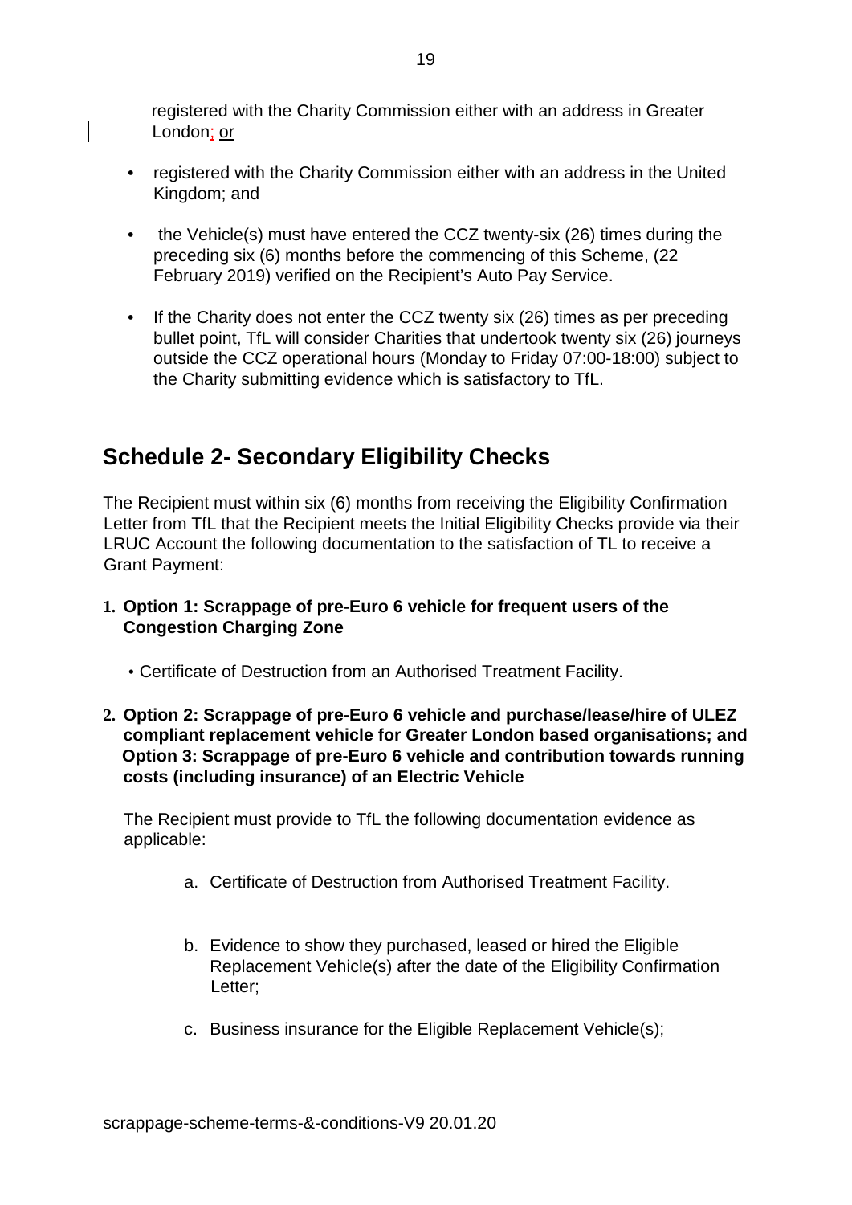registered with the Charity Commission either with an address in Greater London; or

- registered with the Charity Commission either with an address in the United Kingdom; and
- the Vehicle(s) must have entered the CCZ twenty-six (26) times during the preceding six (6) months before the commencing of this Scheme, (22 February 2019) verified on the Recipient's Auto Pay Service.
- If the Charity does not enter the CCZ twenty six (26) times as per preceding bullet point, TfL will consider Charities that undertook twenty six (26) journeys outside the CCZ operational hours (Monday to Friday 07:00-18:00) subject to the Charity submitting evidence which is satisfactory to TfL.

## Schedule 2- Secondary Eligibility Checks

The Recipient must within six (6) months from receiving the Eligibility Confirmation Letter from TfL that the Recipient meets the Initial Eligibility Checks provide via their LRUC Account the following documentation to the satisfaction of TL to receive a Grant Payment:

1. **Option 1: Scrappage of pre-Euro 6 vehicle for frequent users of the Congestion Charging Zone**

   - Certificate of Destruction from an Authorised Treatment Facility.

2. **Option 2: Scrappage of pre-Euro 6 vehicle and purchase/lease/hire of ULEZ compliant replacement vehicle for Greater London based organisations; and Option 3: Scrappage of pre-Euro 6 vehicle and contribution towards running costs (including insurance) of an Electric Vehicle**

   The Recipient must provide to TfL the following documentation evidence as applicable:

   a. Certificate of Destruction from Authorised Treatment Facility.

   b. Evidence to show they purchased, leased or hired the Eligible Replacement Vehicle(s) after the date of the Eligibility Confirmation Letter;

   c. Business insurance for the Eligible Replacement Vehicle(s);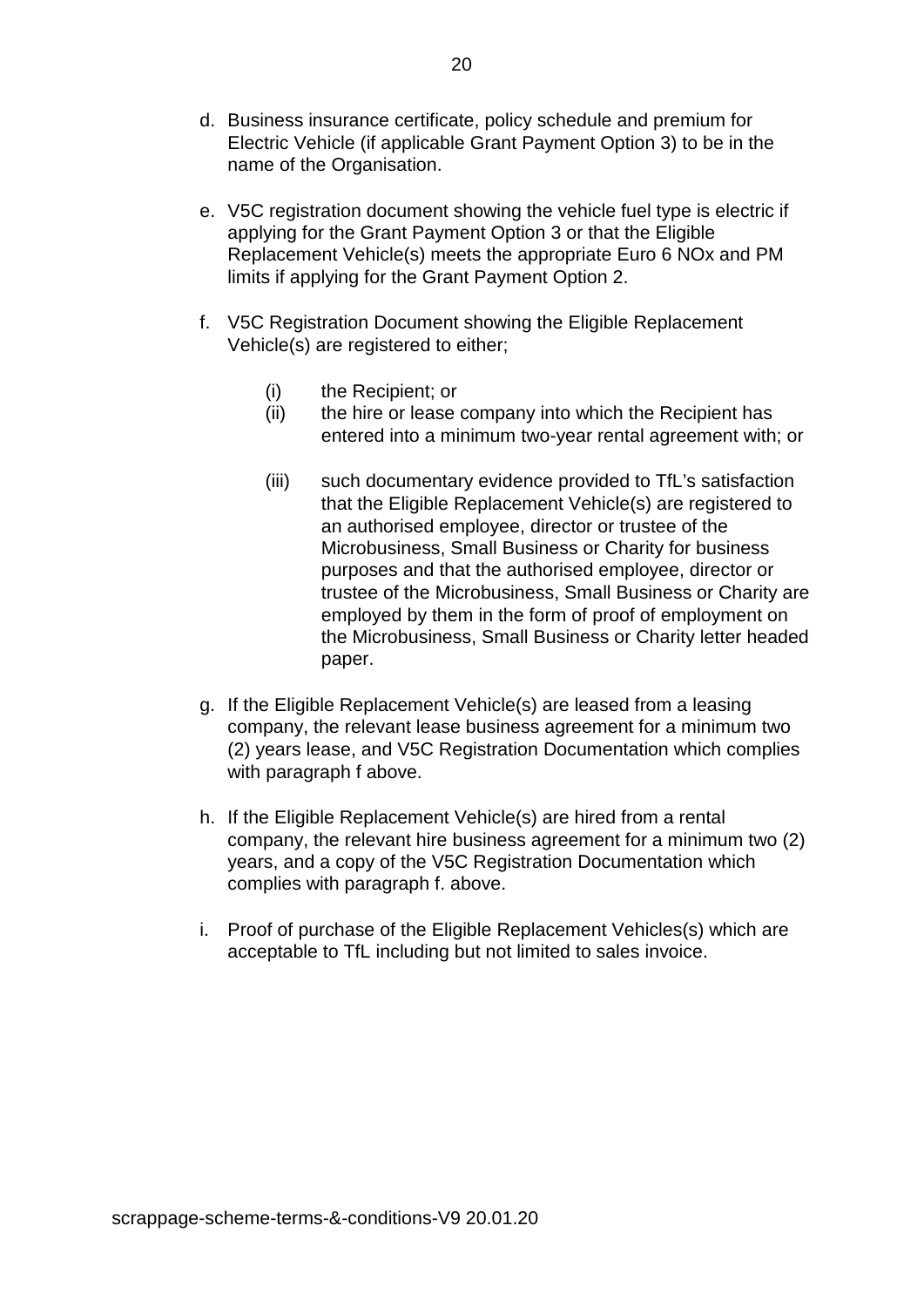d. Business insurance certificate, policy schedule and premium for Electric Vehicle (if applicable Grant Payment Option 3) to be in the name of the Organisation.

e. V5C registration document showing the vehicle fuel type is electric if applying for the Grant Payment Option 3 or that the Eligible Replacement Vehicle(s) meets the appropriate Euro 6 NOx and PM limits if applying for the Grant Payment Option 2.

f. V5C Registration Document showing the Eligible Replacement Vehicle(s) are registered to either;

    (i) the Recipient; or
    (ii) the hire or lease company into which the Recipient has entered into a minimum two-year rental agreement with; or
    (iii) such documentary evidence provided to TfL's satisfaction that the Eligible Replacement Vehicle(s) are registered to an authorised employee, director or trustee of the Microbusiness, Small Business or Charity for business purposes and that the authorised employee, director or trustee of the Microbusiness, Small Business or Charity are employed by them in the form of proof of employment on the Microbusiness, Small Business or Charity letter headed paper.

g. If the Eligible Replacement Vehicle(s) are leased from a leasing company, the relevant lease business agreement for a minimum two (2) years lease, and V5C Registration Documentation which complies with paragraph f above.

h. If the Eligible Replacement Vehicle(s) are hired from a rental company, the relevant hire business agreement for a minimum two (2) years, and a copy of the V5C Registration Documentation which complies with paragraph f. above.

i. Proof of purchase of the Eligible Replacement Vehicles(s) which are acceptable to TfL including but not limited to sales invoice.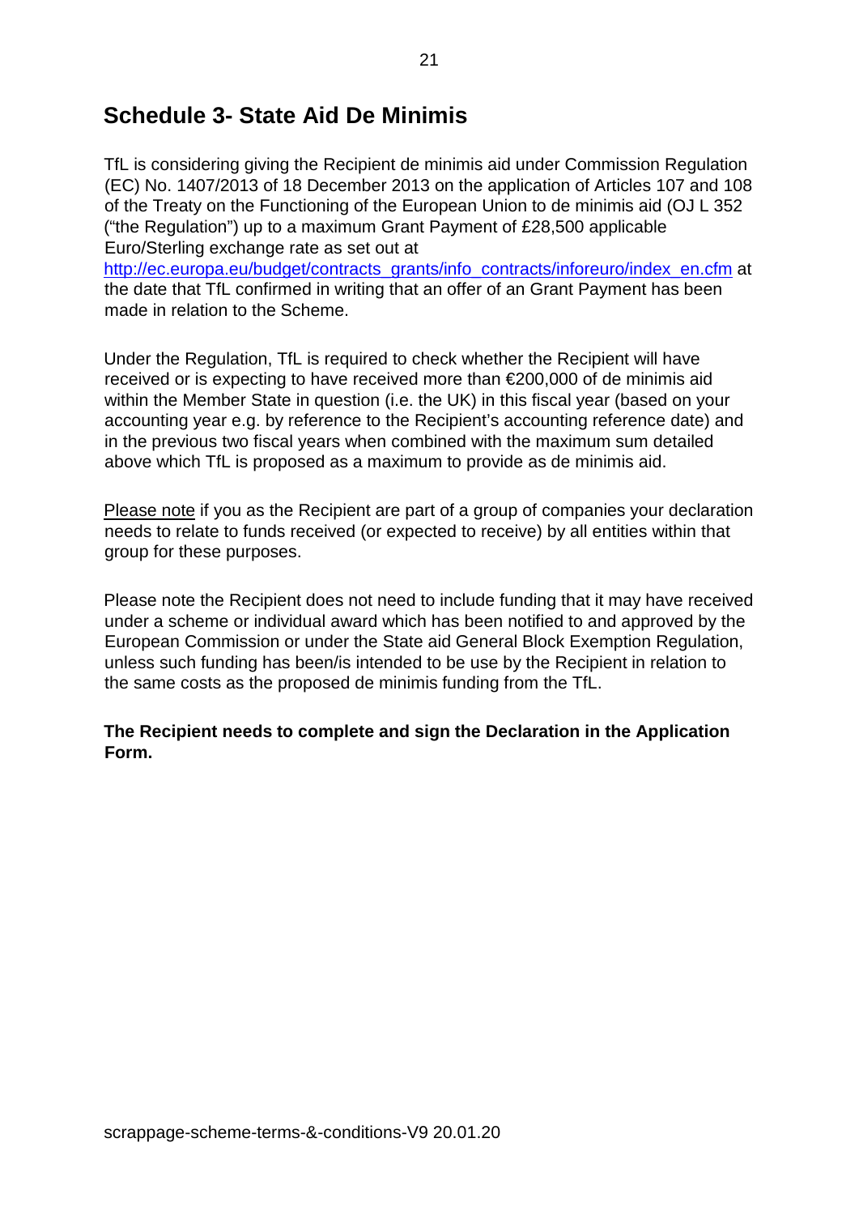## Schedule 3- State Aid De Minimis

TfL is considering giving the Recipient de minimis aid under Commission Regulation (EC) No. 1407/2013 of 18 December 2013 on the application of Articles 107 and 108 of the Treaty on the Functioning of the European Union to de minimis aid (OJ L 352 ("the Regulation") up to a maximum Grant Payment of £28,500 applicable Euro/Sterling exchange rate as set out at http://ec.europa.eu/budget/contracts_grants/info_contracts/inforeuro/index_en.cfm at the date that TfL confirmed in writing that an offer of an Grant Payment has been made in relation to the Scheme.

Under the Regulation, TfL is required to check whether the Recipient will have received or is expecting to have received more than €200,000 of de minimis aid within the Member State in question (i.e. the UK) in this fiscal year (based on your accounting year e.g. by reference to the Recipient's accounting reference date) and in the previous two fiscal years when combined with the maximum sum detailed above which TfL is proposed as a maximum to provide as de minimis aid.

Please note if you as the Recipient are part of a group of companies your declaration needs to relate to funds received (or expected to receive) by all entities within that group for these purposes.

Please note the Recipient does not need to include funding that it may have received under a scheme or individual award which has been notified to and approved by the European Commission or under the State aid General Block Exemption Regulation, unless such funding has been/is intended to be use by the Recipient in relation to the same costs as the proposed de minimis funding from the TfL.

**The Recipient needs to complete and sign the Declaration in the Application Form.**